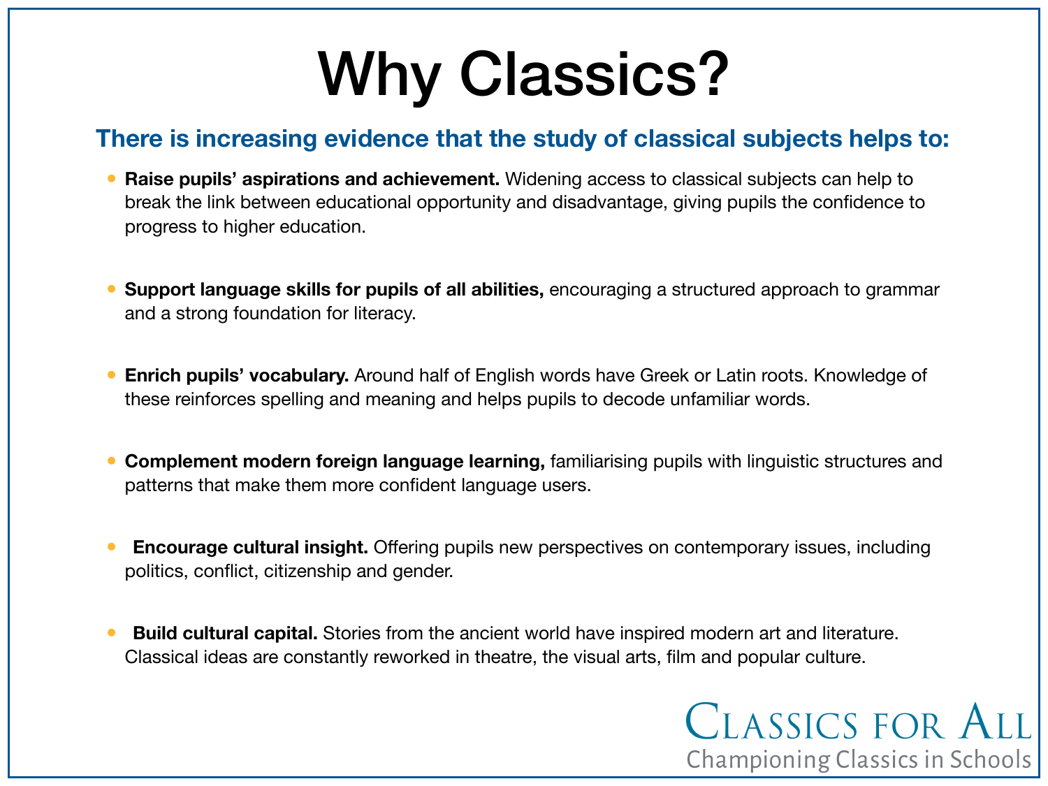# Why Classics?

## There is increasing evidence that the study of classical subjects helps to:

- **Raise pupils' aspirations and achievement.** Widening access to classical subjects can help to break the link between educational opportunity and disadvantage, giving pupils the confidence to progress to higher education.

- **Support language skills for pupils of all abilities,** encouraging a structured approach to grammar and a strong foundation for literacy.

- **Enrich pupils' vocabulary.** Around half of English words have Greek or Latin roots. Knowledge of these reinforces spelling and meaning and helps pupils to decode unfamiliar words.

- **Complement modern foreign language learning,** familiarising pupils with linguistic structures and patterns that make them more confident language users.

- **Encourage cultural insight.** Offering pupils new perspectives on contemporary issues, including politics, conflict, citizenship and gender.

- **Build cultural capital.** Stories from the ancient world have inspired modern art and literature. Classical ideas are constantly reworked in theatre, the visual arts, film and popular culture.

Classics for All
Championing Classics in Schools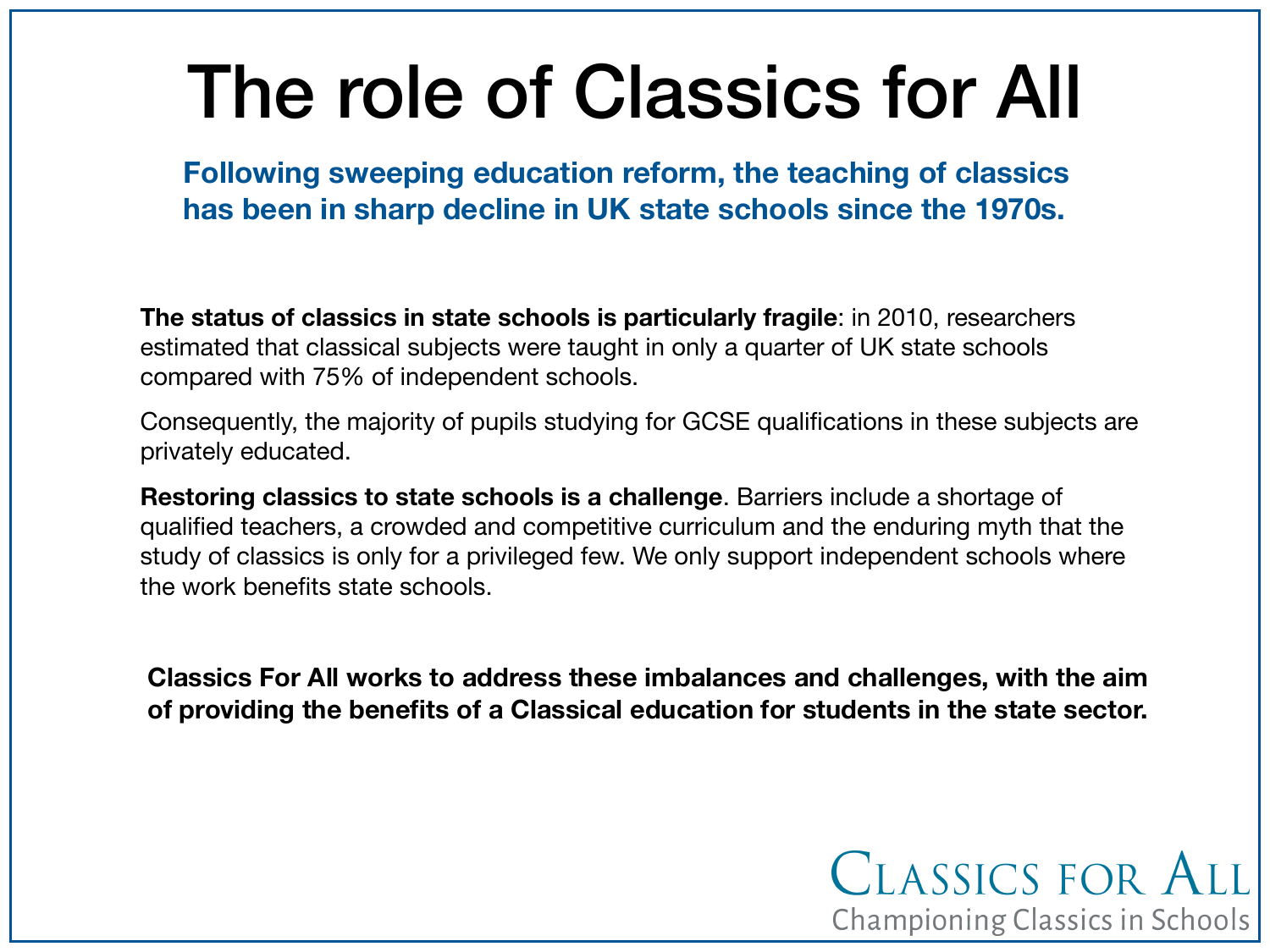# The role of Classics for All

**Following sweeping education reform, the teaching of classics has been in sharp decline in UK state schools since the 1970s.**

**The status of classics in state schools is particularly fragile**: in 2010, researchers estimated that classical subjects were taught in only a quarter of UK state schools compared with 75% of independent schools.

Consequently, the majority of pupils studying for GCSE qualifications in these subjects are privately educated.

**Restoring classics to state schools is a challenge**. Barriers include a shortage of qualified teachers, a crowded and competitive curriculum and the enduring myth that the study of classics is only for a privileged few. We only support independent schools where the work benefits state schools.

**Classics For All works to address these imbalances and challenges, with the aim of providing the benefits of a Classical education for students in the state sector.**

Classics for All
Championing Classics in Schools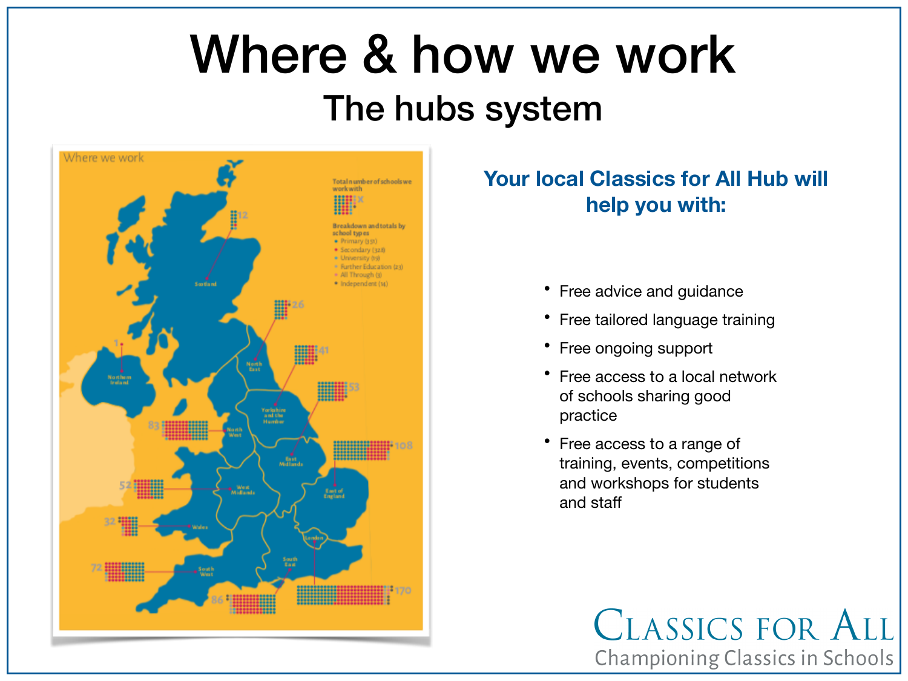# Where & how we work

## The hubs system

### Your local Classics for All Hub will help you with:

- Free advice and guidance
- Free tailored language training
- Free ongoing support
- Free access to a local network of schools sharing good practice
- Free access to a range of training, events, competitions and workshops for students and staff

Classics for All
Championing Classics in Schools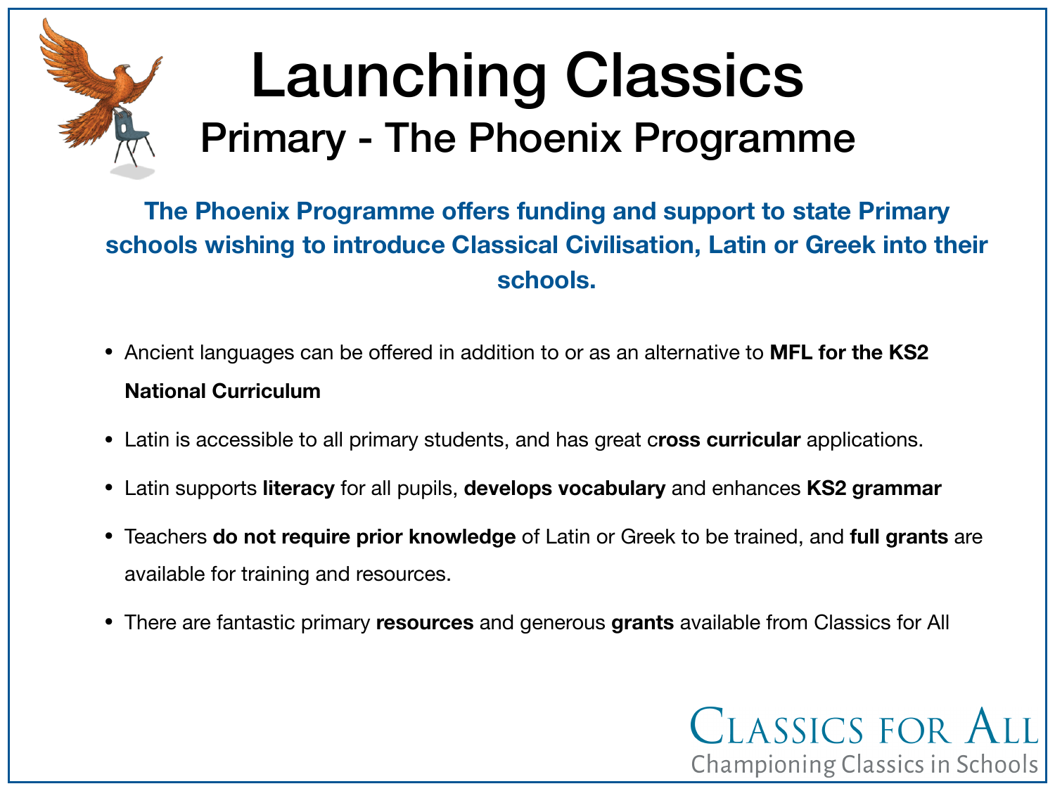# Launching Classics

## Primary - The Phoenix Programme

**The Phoenix Programme offers funding and support to state Primary schools wishing to introduce Classical Civilisation, Latin or Greek into their schools.**

- Ancient languages can be offered in addition to or as an alternative to **MFL for the KS2 National Curriculum**
- Latin is accessible to all primary students, and has great c**ross curricular** applications.
- Latin supports **literacy** for all pupils, **develops vocabulary** and enhances **KS2 grammar**
- Teachers **do not require prior knowledge** of Latin or Greek to be trained, and **full grants** are available for training and resources.
- There are fantastic primary **resources** and generous **grants** available from Classics for All

Classics for All
Championing Classics in Schools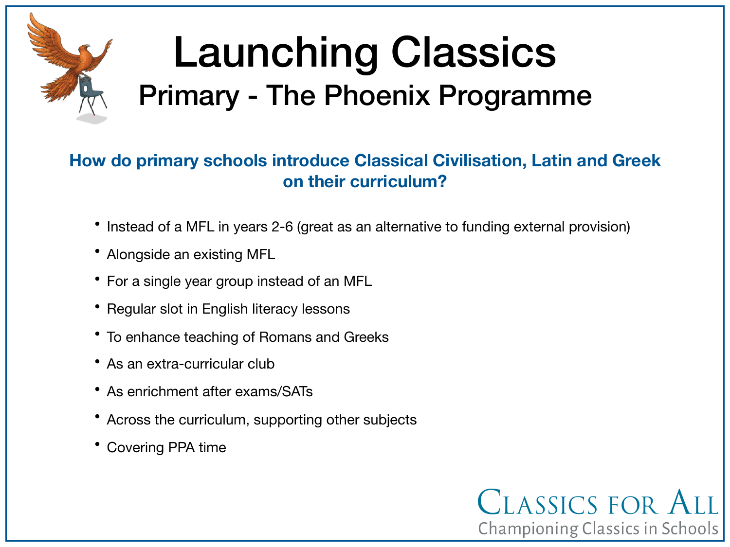# Launching Classics

## Primary - The Phoenix Programme

**How do primary schools introduce Classical Civilisation, Latin and Greek on their curriculum?**

- Instead of a MFL in years 2-6 (great as an alternative to funding external provision)
- Alongside an existing MFL
- For a single year group instead of an MFL
- Regular slot in English literacy lessons
- To enhance teaching of Romans and Greeks
- As an extra-curricular club
- As enrichment after exams/SATs
- Across the curriculum, supporting other subjects
- Covering PPA time

Classics for All
Championing Classics in Schools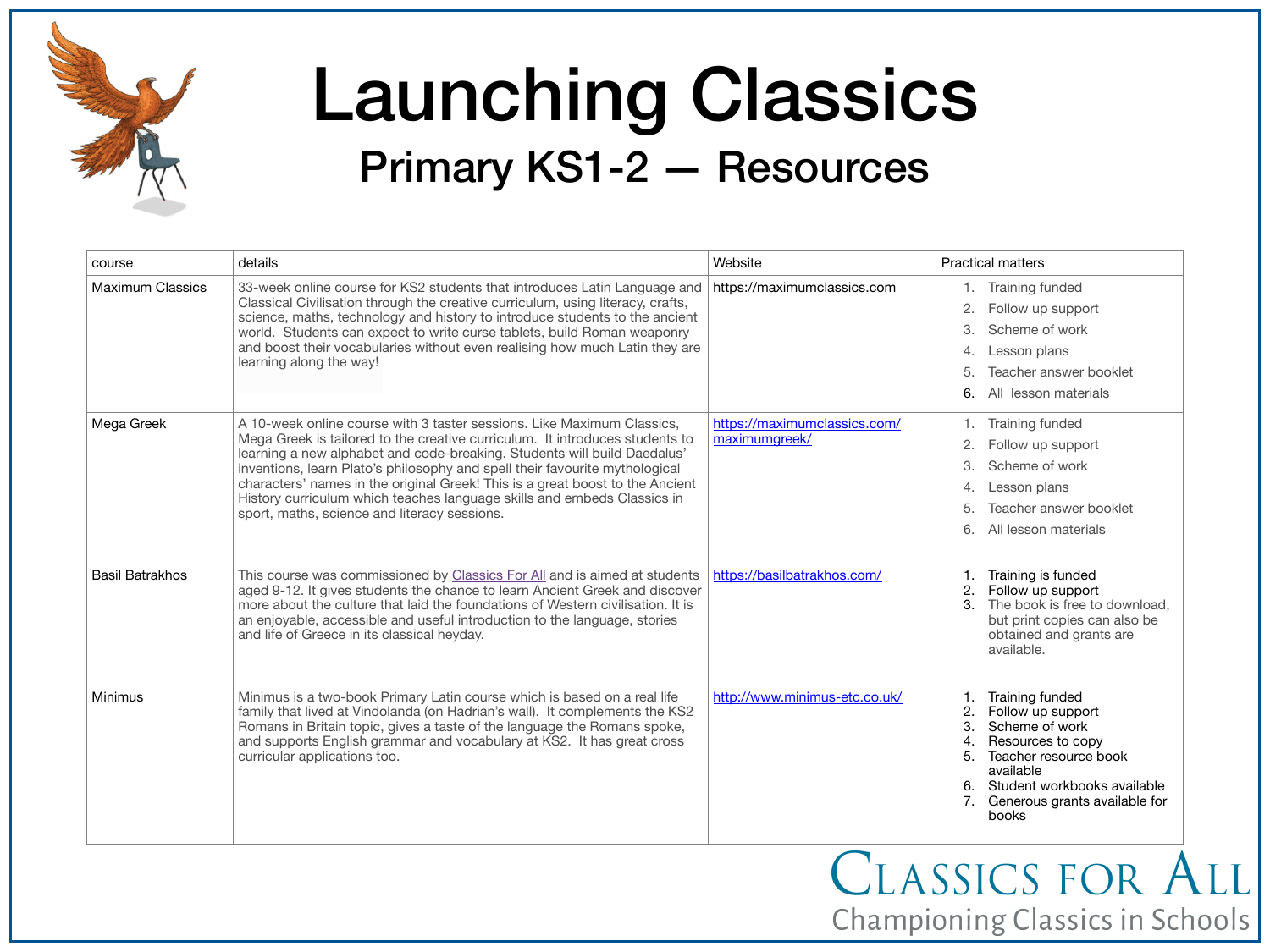# Launching Classics

## Primary KS1-2 — Resources

| course | details | Website | Practical matters |
|---|---|---|---|
| Maximum Classics | 33-week online course for KS2 students that introduces Latin Language and Classical Civilisation through the creative curriculum, using literacy, crafts, science, maths, technology and history to introduce students to the ancient world. Students can expect to write curse tablets, build Roman weaponry and boost their vocabularies without even realising how much Latin they are learning along the way! | https://maximumclassics.com | 1. Training funded 2. Follow up support 3. Scheme of work 4. Lesson plans 5. Teacher answer booklet 6. All lesson materials |
| Mega Greek | A 10-week online course with 3 taster sessions. Like Maximum Classics, Mega Greek is tailored to the creative curriculum. It introduces students to learning a new alphabet and code-breaking. Students will build Daedalus' inventions, learn Plato's philosophy and spell their favourite mythological characters' names in the original Greek! This is a great boost to the Ancient History curriculum which teaches language skills and embeds Classics in sport, maths, science and literacy sessions. | https://maximumclassics.com/maximumgreek/ | 1. Training funded 2. Follow up support 3. Scheme of work 4. Lesson plans 5. Teacher answer booklet 6. All lesson materials |
| Basil Batrakhos | This course was commissioned by Classics For All and is aimed at students aged 9-12. It gives students the chance to learn Ancient Greek and discover more about the culture that laid the foundations of Western civilisation. It is an enjoyable, accessible and useful introduction to the language, stories and life of Greece in its classical heyday. | https://basilbatrakhos.com/ | 1. Training is funded 2. Follow up support 3. The book is free to download, but print copies can also be obtained and grants are available. |
| Minimus | Minimus is a two-book Primary Latin course which is based on a real life family that lived at Vindolanda (on Hadrian's wall). It complements the KS2 Romans in Britain topic, gives a taste of the language the Romans spoke, and supports English grammar and vocabulary at KS2. It has great cross curricular applications too. | http://www.minimus-etc.co.uk/ | 1. Training funded 2. Follow up support 3. Scheme of work 4. Resources to copy 5. Teacher resource book available 6. Student workbooks available 7. Generous grants available for books |

CLASSICS FOR ALL
Championing Classics in Schools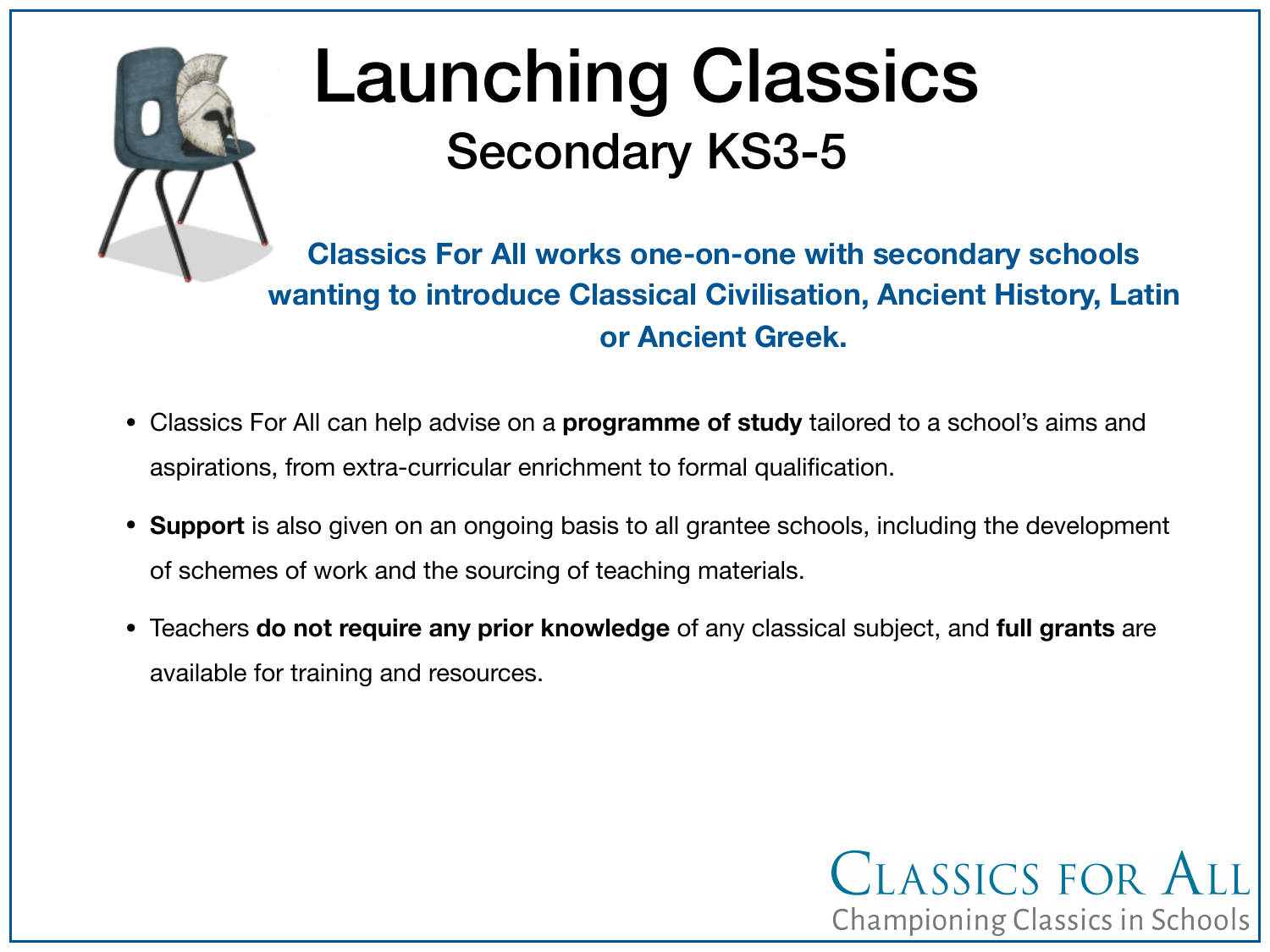# Launching Classics

## Secondary KS3-5

**Classics For All works one-on-one with secondary schools wanting to introduce Classical Civilisation, Ancient History, Latin or Ancient Greek.**

- Classics For All can help advise on a **programme of study** tailored to a school's aims and aspirations, from extra-curricular enrichment to formal qualification.
- **Support** is also given on an ongoing basis to all grantee schools, including the development of schemes of work and the sourcing of teaching materials.
- Teachers **do not require any prior knowledge** of any classical subject, and **full grants** are available for training and resources.

Classics for All

Championing Classics in Schools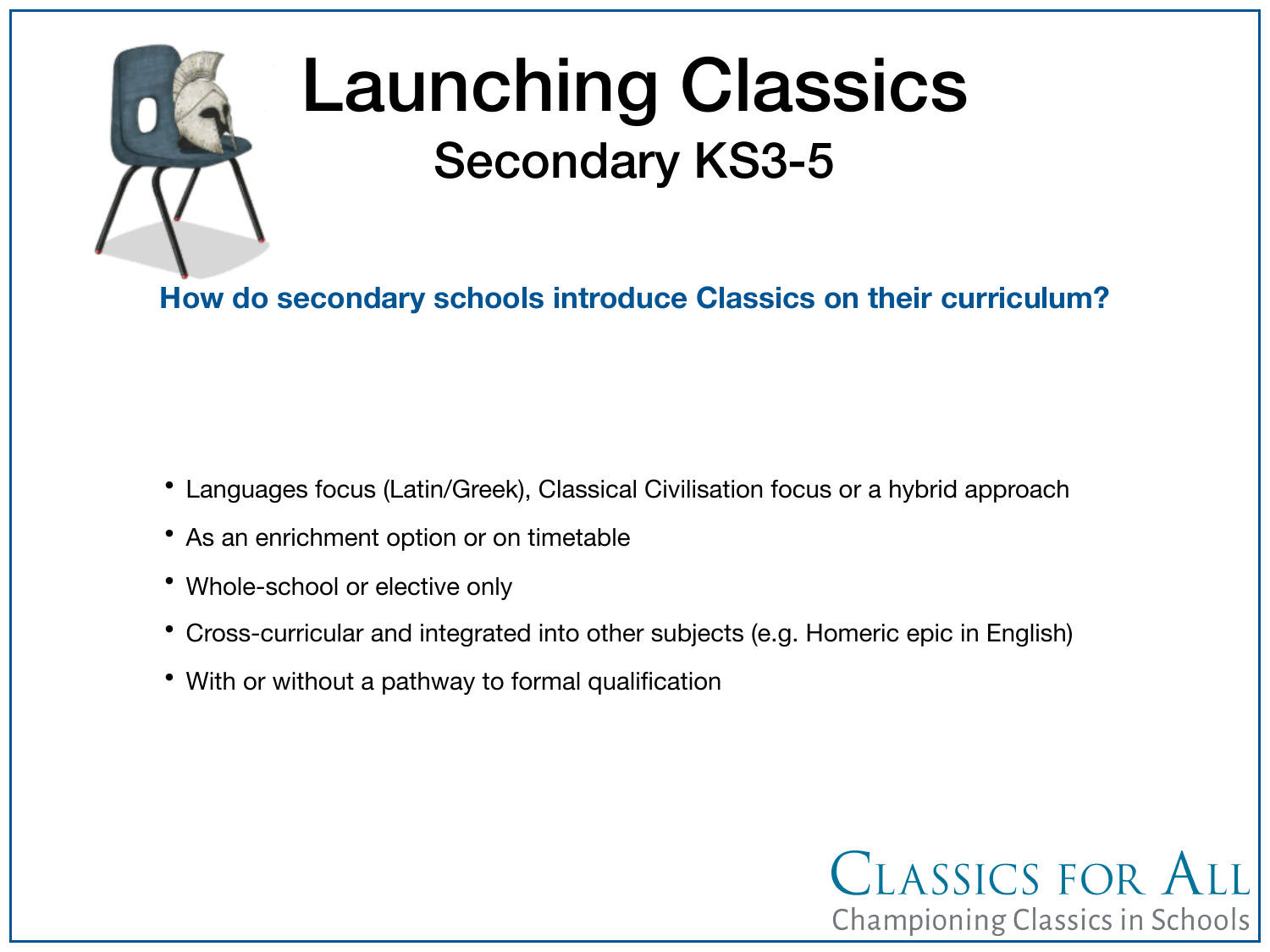# Launching Classics

## Secondary KS3-5

**How do secondary schools introduce Classics on their curriculum?**

- Languages focus (Latin/Greek), Classical Civilisation focus or a hybrid approach
- As an enrichment option or on timetable
- Whole-school or elective only
- Cross-curricular and integrated into other subjects (e.g. Homeric epic in English)
- With or without a pathway to formal qualification

Classics for All
Championing Classics in Schools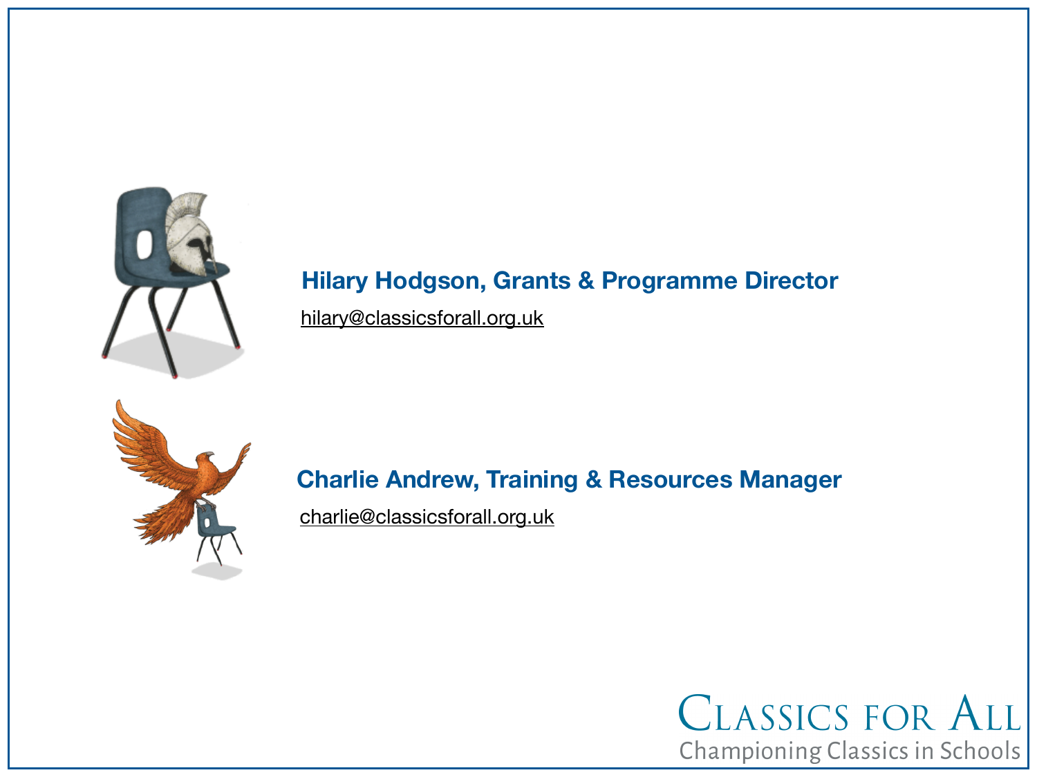**Hilary Hodgson, Grants & Programme Director**

hilary@classicsforall.org.uk

**Charlie Andrew, Training & Resources Manager**

charlie@classicsforall.org.uk

Classics for All

Championing Classics in Schools